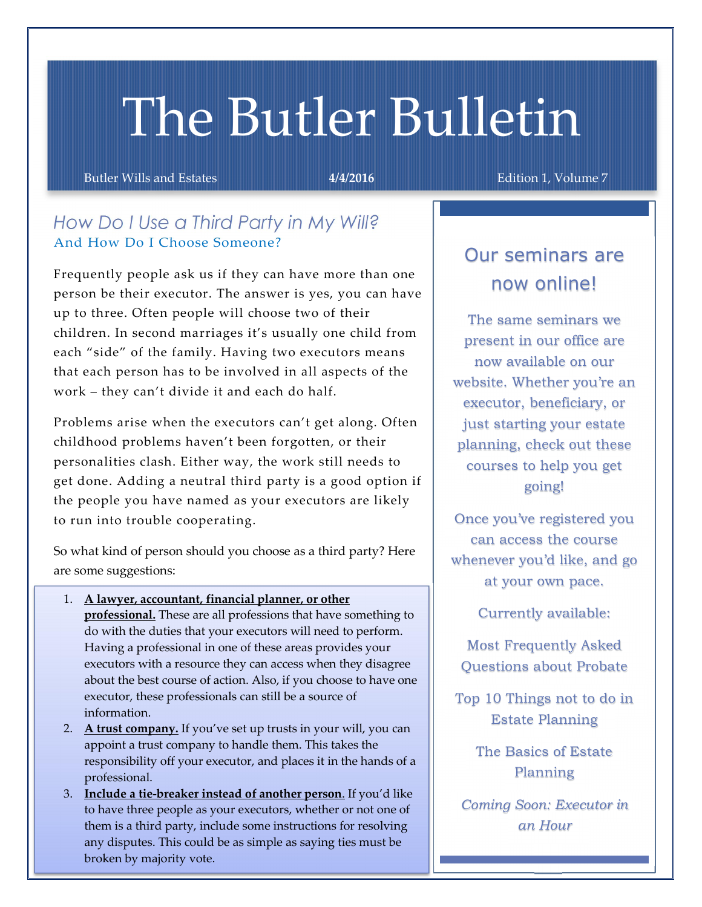# The Butler Bulletin

Butler Wills and Estates **4/4/2016** Edition 1, Volume 7

## *How Do I Use a Third Party in My Will?*

### And How Do I Choose Someone?

Frequently people ask us if they can have more than one person be their executor. The answer is yes, you can have up to three. Often people will choose two of their children. In second marriages it's usually one child from each "side" of the family. Having two executors means that each person has to be involved in all aspects of the work – they can't divide it and each do half.

Problems arise when the executors can't get along. Often childhood problems haven't been forgotten, or their personalities clash. Either way, the work still needs to get done. Adding a neutral third party is a good option if the people you have named as your executors are likely to run into trouble cooperating.

So what kind of person should you choose as a third party? Here are some suggestions:

1. **A lawyer, accountant, financial planner, or other professional.** These are all professions that have something to do with the duties that your executors will need to perform. Having a professional in one of these areas provides your executors with a resource they can access when they disagree about the best course of action. Also, if you choose to have one executor, these professionals can still be a source of information.
2. **A trust company.** If you've set up trusts in your will, you can appoint a trust company to handle them. This takes the responsibility off your executor, and places it in the hands of a professional.
3. **Include a tie-breaker instead of another person.** If you'd like to have three people as your executors, whether or not one of them is a third party, include some instructions for resolving any disputes. This could be as simple as saying ties must be broken by majority vote.

## Our seminars are now online!

The same seminars we present in our office are now available on our website. Whether you're an executor, beneficiary, or just starting your estate planning, check out these courses to help you get going!

Once you've registered you can access the course whenever you'd like, and go at your own pace.

Currently available:

Most Frequently Asked Questions about Probate

Top 10 Things not to do in Estate Planning

The Basics of Estate Planning

*Coming Soon: Executor in an Hour*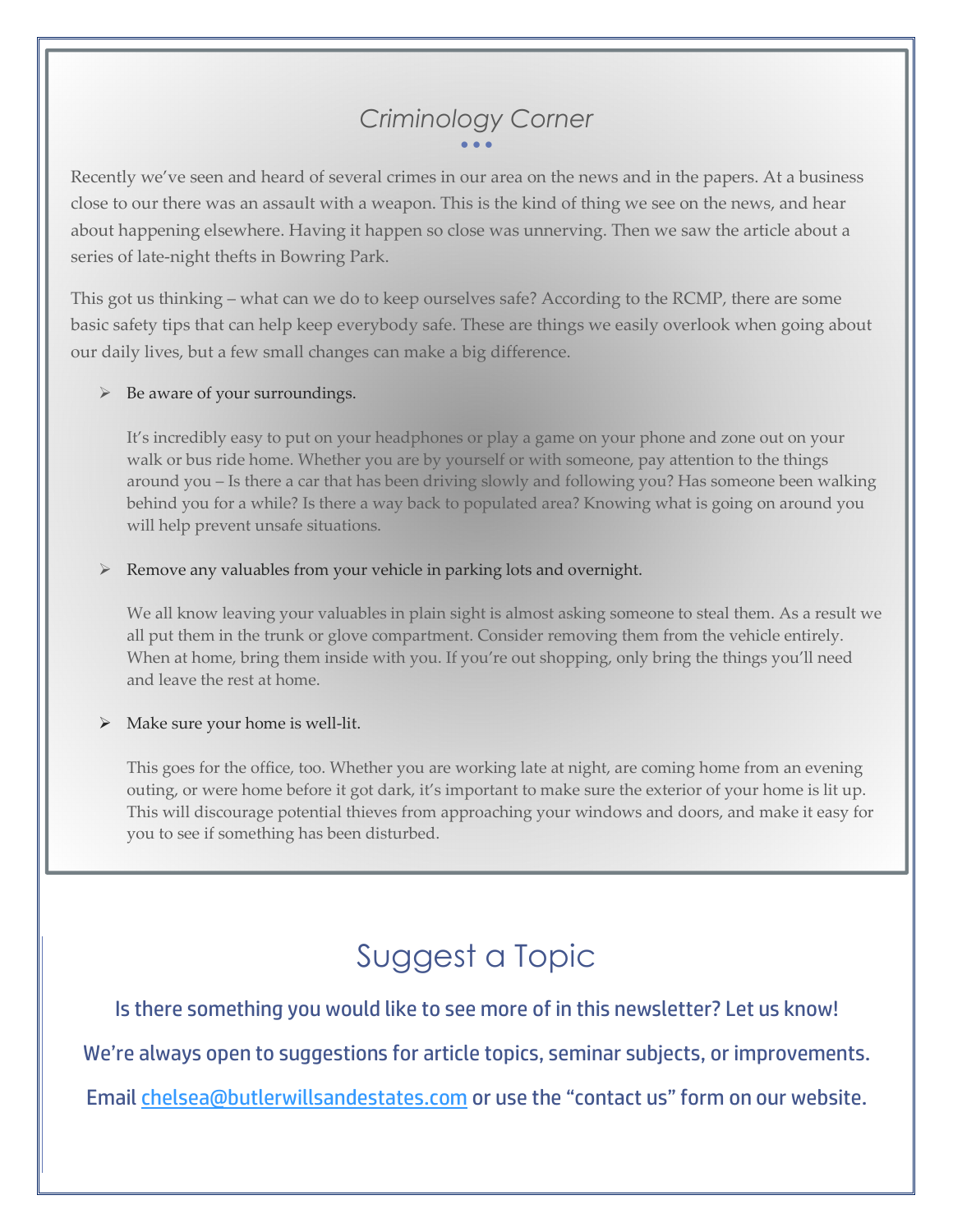## *Criminology Corner*

Recently we've seen and heard of several crimes in our area on the news and in the papers. At a business close to our there was an assault with a weapon. This is the kind of thing we see on the news, and hear about happening elsewhere. Having it happen so close was unnerving. Then we saw the article about a series of late-night thefts in Bowring Park.

This got us thinking – what can we do to keep ourselves safe? According to the RCMP, there are some basic safety tips that can help keep everybody safe. These are things we easily overlook when going about our daily lives, but a few small changes can make a big difference.

- Be aware of your surroundings.

  It's incredibly easy to put on your headphones or play a game on your phone and zone out on your walk or bus ride home. Whether you are by yourself or with someone, pay attention to the things around you – Is there a car that has been driving slowly and following you? Has someone been walking behind you for a while? Is there a way back to populated area? Knowing what is going on around you will help prevent unsafe situations.

- Remove any valuables from your vehicle in parking lots and overnight.

  We all know leaving your valuables in plain sight is almost asking someone to steal them. As a result we all put them in the trunk or glove compartment. Consider removing them from the vehicle entirely. When at home, bring them inside with you. If you're out shopping, only bring the things you'll need and leave the rest at home.

- Make sure your home is well-lit.

  This goes for the office, too. Whether you are working late at night, are coming home from an evening outing, or were home before it got dark, it's important to make sure the exterior of your home is lit up. This will discourage potential thieves from approaching your windows and doors, and make it easy for you to see if something has been disturbed.

# Suggest a Topic

Is there something you would like to see more of in this newsletter? Let us know!

We're always open to suggestions for article topics, seminar subjects, or improvements.

Email chelsea@butlerwillsandestates.com or use the "contact us" form on our website.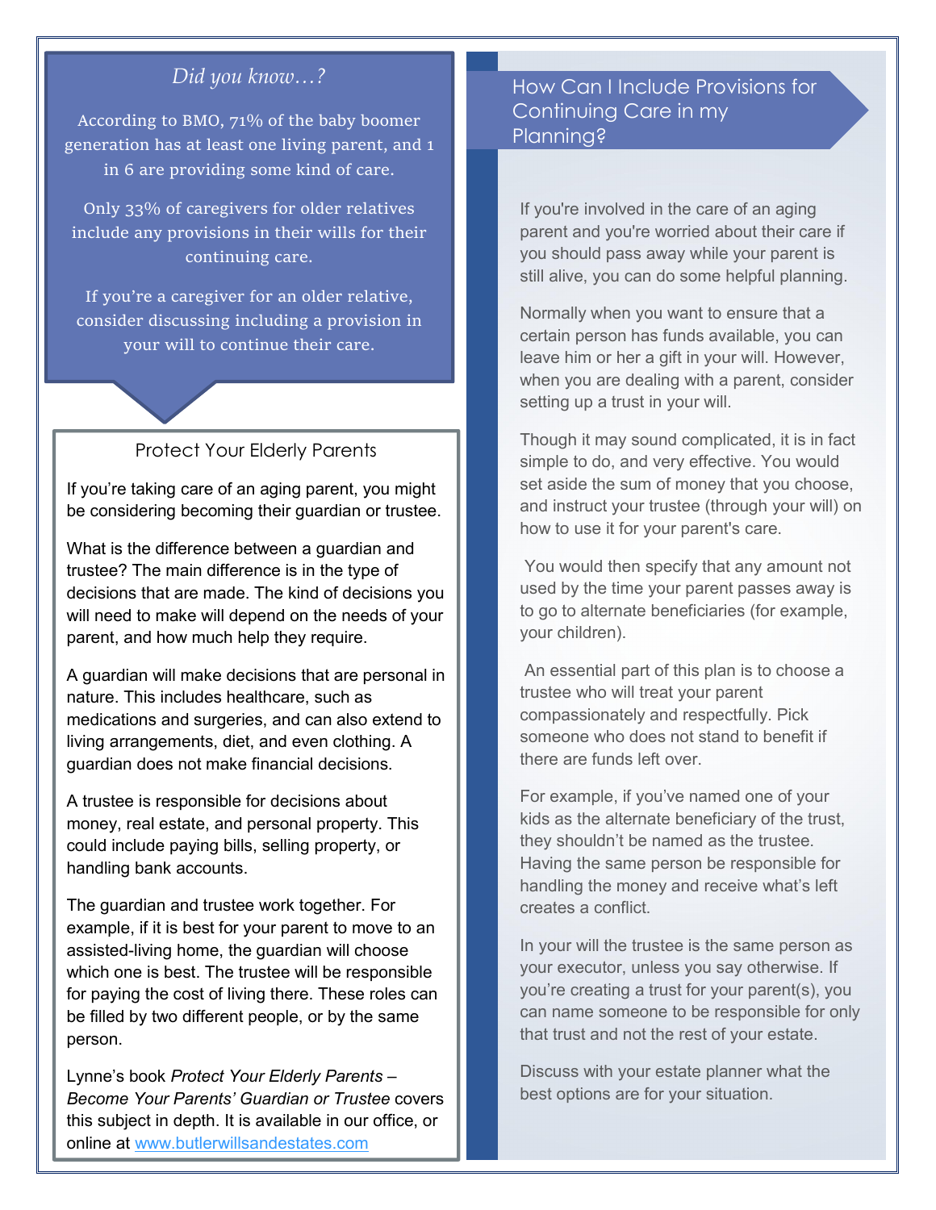### *Did you know…?*

According to BMO, 71% of the baby boomer generation has at least one living parent, and 1 in 6 are providing some kind of care.

Only 33% of caregivers for older relatives include any provisions in their wills for their continuing care.

If you're a caregiver for an older relative, consider discussing including a provision in your will to continue their care.

## Protect Your Elderly Parents

If you're taking care of an aging parent, you might be considering becoming their guardian or trustee.

What is the difference between a guardian and trustee? The main difference is in the type of decisions that are made. The kind of decisions you will need to make will depend on the needs of your parent, and how much help they require.

A guardian will make decisions that are personal in nature. This includes healthcare, such as medications and surgeries, and can also extend to living arrangements, diet, and even clothing. A guardian does not make financial decisions.

A trustee is responsible for decisions about money, real estate, and personal property. This could include paying bills, selling property, or handling bank accounts.

The guardian and trustee work together. For example, if it is best for your parent to move to an assisted-living home, the guardian will choose which one is best. The trustee will be responsible for paying the cost of living there. These roles can be filled by two different people, or by the same person.

Lynne's book *Protect Your Elderly Parents – Become Your Parents' Guardian or Trustee* covers this subject in depth. It is available in our office, or online at [www.butlerwillsandestates.com](http://www.butlerwillsandestates.com)

## How Can I Include Provisions for Continuing Care in my Planning?

If you're involved in the care of an aging parent and you're worried about their care if you should pass away while your parent is still alive, you can do some helpful planning.

Normally when you want to ensure that a certain person has funds available, you can leave him or her a gift in your will. However, when you are dealing with a parent, consider setting up a trust in your will.

Though it may sound complicated, it is in fact simple to do, and very effective. You would set aside the sum of money that you choose, and instruct your trustee (through your will) on how to use it for your parent's care.

You would then specify that any amount not used by the time your parent passes away is to go to alternate beneficiaries (for example, your children).

An essential part of this plan is to choose a trustee who will treat your parent compassionately and respectfully. Pick someone who does not stand to benefit if there are funds left over.

For example, if you've named one of your kids as the alternate beneficiary of the trust, they shouldn't be named as the trustee. Having the same person be responsible for handling the money and receive what's left creates a conflict.

In your will the trustee is the same person as your executor, unless you say otherwise. If you're creating a trust for your parent(s), you can name someone to be responsible for only that trust and not the rest of your estate.

Discuss with your estate planner what the best options are for your situation.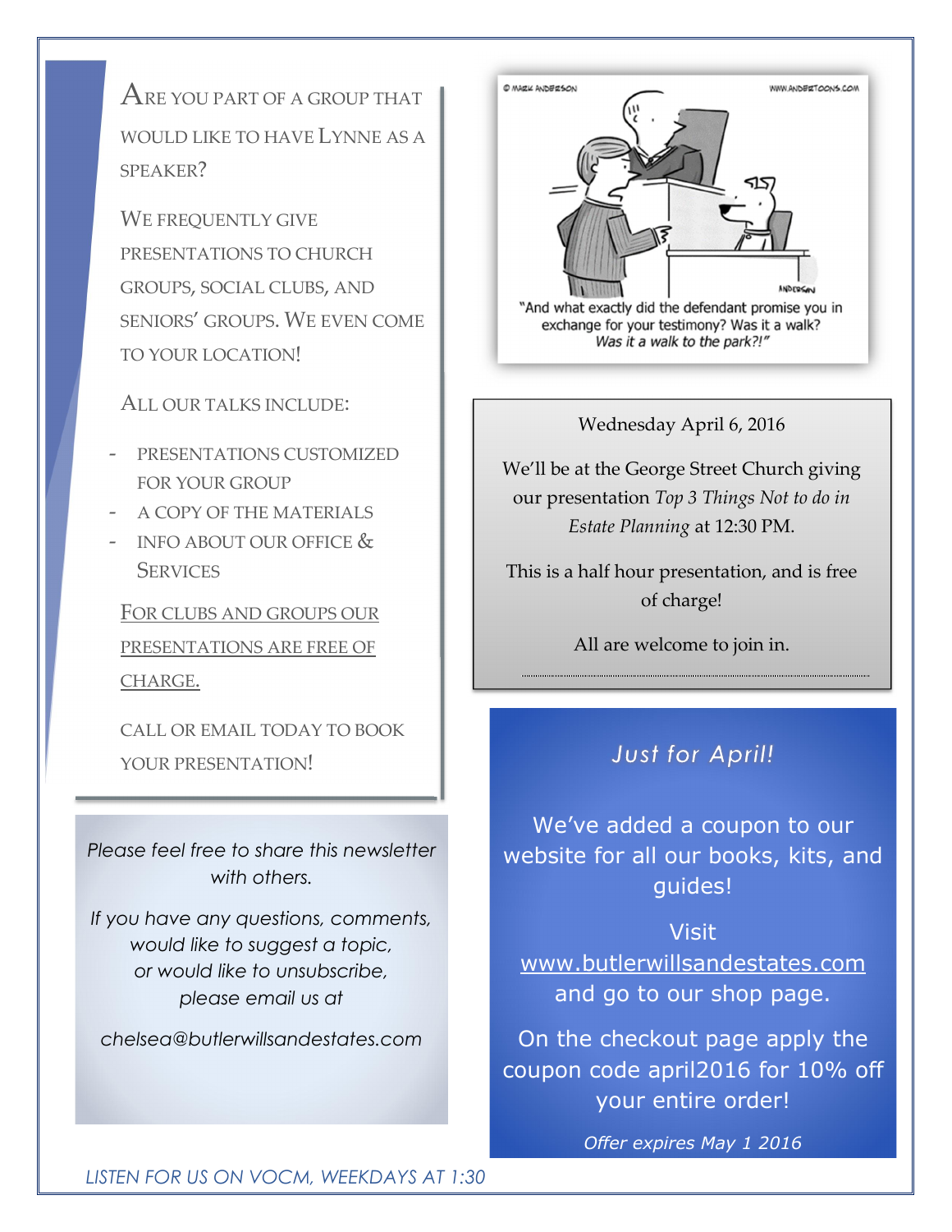## Are you part of a group that would like to have Lynne as a speaker?

We frequently give presentations to church groups, social clubs, and seniors' groups. We even come to your location!

All our talks include:

- Presentations customized for your group
- A copy of the materials
- Info about our office & Services

For clubs and groups our presentations are free of charge.

Call or email today to book your presentation!

© MARK ANDERSON WWW.ANDERTOONS.COM

"And what exactly did the defendant promise you in exchange for your testimony? Was it a walk? *Was it a walk to the park?!*"

Wednesday April 6, 2016

We'll be at the George Street Church giving our presentation *Top 3 Things Not to do in Estate Planning* at 12:30 PM.

This is a half hour presentation, and is free of charge!

All are welcome to join in.

*Please feel free to share this newsletter with others.*

*If you have any questions, comments, would like to suggest a topic, or would like to unsubscribe, please email us at*

*chelsea@butlerwillsandestates.com*

### *Just for April!*

We've added a coupon to our website for all our books, kits, and guides!

Visit www.butlerwillsandestates.com and go to our shop page.

On the checkout page apply the coupon code april2016 for 10% off your entire order!

*Offer expires May 1 2016*

*LISTEN FOR US ON VOCM, WEEKDAYS AT 1:30*